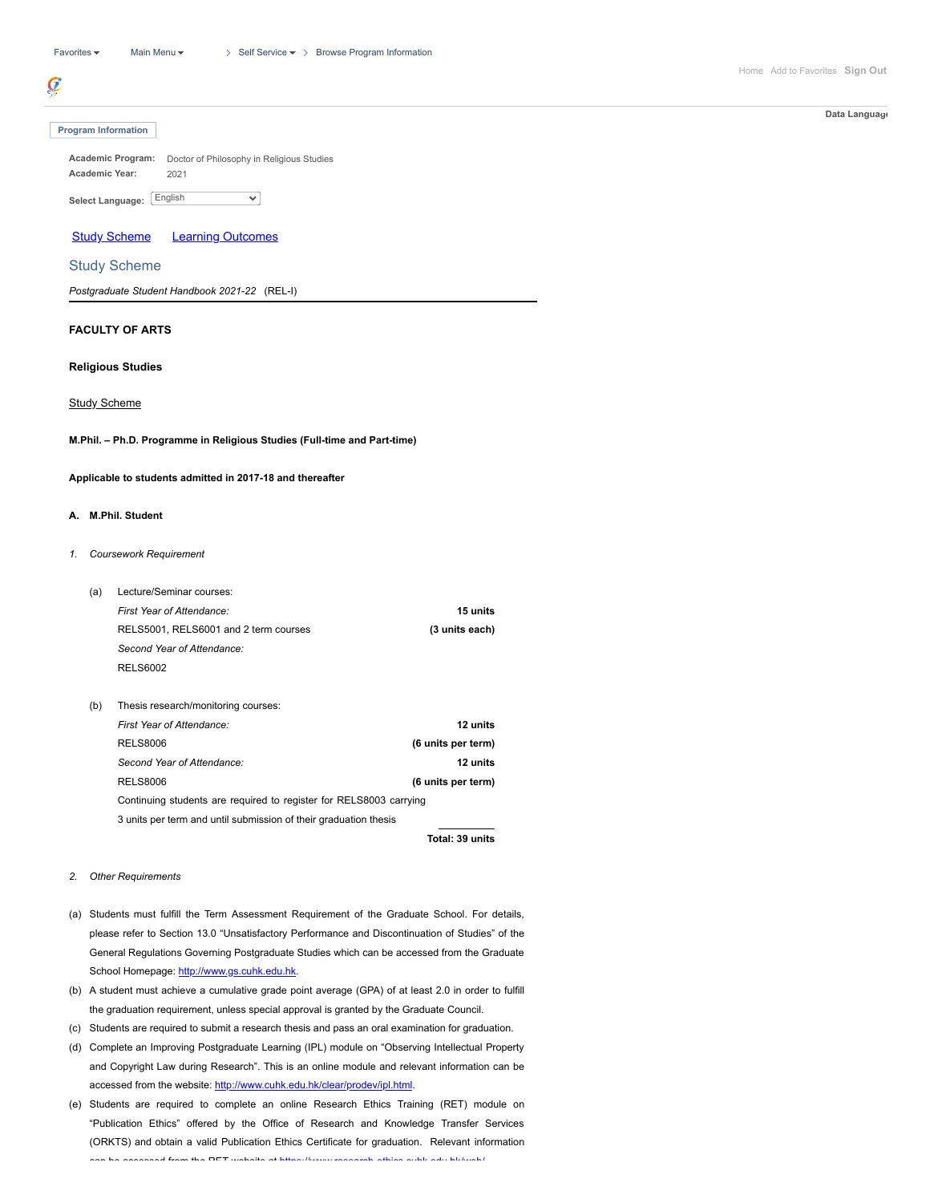Favorites ▾ Main Menu ▾ > Self Service ▾ > Browse Program Information

Home Add to Favorites Sign Out

Data Language

**Program Information**

**Academic Program:** Doctor of Philosophy in Religious Studies
**Academic Year:** 2021

**Select Language:** English

Study Scheme    Learning Outcomes

## Study Scheme

*Postgraduate Student Handbook 2021-22* (REL-I)

---

**FACULTY OF ARTS**

**Religious Studies**

Study Scheme

**M.Phil. – Ph.D. Programme in Religious Studies (Full-time and Part-time)**

**Applicable to students admitted in 2017-18 and thereafter**

**A. M.Phil. Student**

1. *Coursework Requirement*

(a) Lecture/Seminar courses:

| | |
|---|---|
| *First Year of Attendance:* | **15 units** |
| RELS5001, RELS6001 and 2 term courses | **(3 units each)** |
| *Second Year of Attendance:* | |
| RELS6002 | |

(b) Thesis research/monitoring courses:

| | |
|---|---|
| *First Year of Attendance:* | **12 units** |
| RELS8006 | **(6 units per term)** |
| *Second Year of Attendance:* | **12 units** |
| RELS8006 | **(6 units per term)** |
| Continuing students are required to register for RELS8003 carrying 3 units per term and until submission of their graduation thesis | |
| | **Total: 39 units** |

2. *Other Requirements*

(a) Students must fulfill the Term Assessment Requirement of the Graduate School. For details, please refer to Section 13.0 "Unsatisfactory Performance and Discontinuation of Studies" of the General Regulations Governing Postgraduate Studies which can be accessed from the Graduate School Homepage: http://www.gs.cuhk.edu.hk.

(b) A student must achieve a cumulative grade point average (GPA) of at least 2.0 in order to fulfill the graduation requirement, unless special approval is granted by the Graduate Council.

(c) Students are required to submit a research thesis and pass an oral examination for graduation.

(d) Complete an Improving Postgraduate Learning (IPL) module on "Observing Intellectual Property and Copyright Law during Research". This is an online module and relevant information can be accessed from the website: http://www.cuhk.edu.hk/clear/prodev/ipl.html.

(e) Students are required to complete an online Research Ethics Training (RET) module on "Publication Ethics" offered by the Office of Research and Knowledge Transfer Services (ORKTS) and obtain a valid Publication Ethics Certificate for graduation. Relevant information can be accessed from the RET website at https://www.research.ethics.cuhk.edu.hk/web/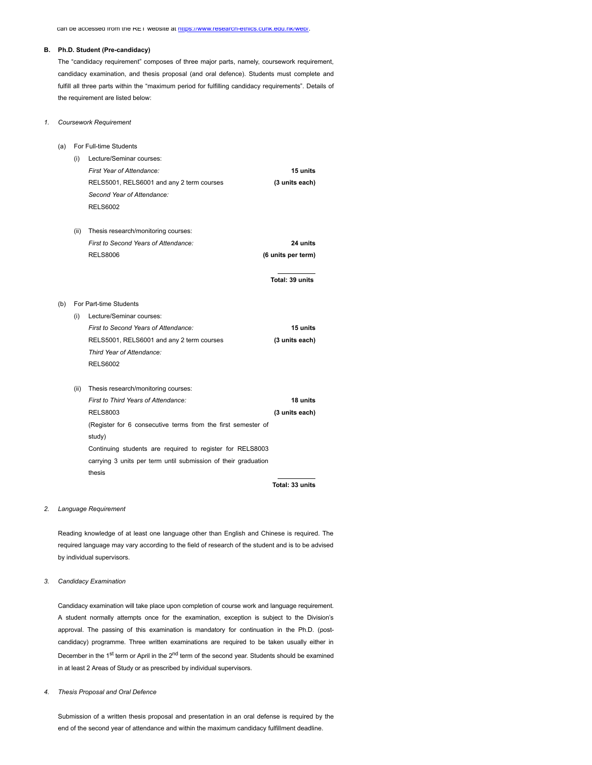can be accessed from the RET website at https://www.research-ethics.cuhk.edu.hk/web/.

**B. Ph.D. Student (Pre-candidacy)**

The "candidacy requirement" composes of three major parts, namely, coursework requirement, candidacy examination, and thesis proposal (and oral defence). Students must complete and fulfill all three parts within the "maximum period for fulfilling candidacy requirements". Details of the requirement are listed below:

1. *Coursework Requirement*

(a) For Full-time Students

(i) Lecture/Seminar courses:

| | |
|---|---|
| *First Year of Attendance:* | **15 units** |
| RELS5001, RELS6001 and any 2 term courses | **(3 units each)** |
| *Second Year of Attendance:* | |
| RELS6002 | |

(ii) Thesis research/monitoring courses:

| | |
|---|---|
| *First to Second Years of Attendance:* | **24 units** |
| RELS8006 | **(6 units per term)** |
| | **Total: 39 units** |

(b) For Part-time Students

(i) Lecture/Seminar courses:

| | |
|---|---|
| *First to Second Years of Attendance:* | **15 units** |
| RELS5001, RELS6001 and any 2 term courses | **(3 units each)** |
| *Third Year of Attendance:* | |
| RELS6002 | |

(ii) Thesis research/monitoring courses:

| | |
|---|---|
| *First to Third Years of Attendance:* | **18 units** |
| RELS8003 | **(3 units each)** |
| (Register for 6 consecutive terms from the first semester of study) | |
| Continuing students are required to register for RELS8003 carrying 3 units per term until submission of their graduation thesis | |
| | **Total: 33 units** |

2. *Language Requirement*

Reading knowledge of at least one language other than English and Chinese is required. The required language may vary according to the field of research of the student and is to be advised by individual supervisors.

3. *Candidacy Examination*

Candidacy examination will take place upon completion of course work and language requirement. A student normally attempts once for the examination, exception is subject to the Division's approval. The passing of this examination is mandatory for continuation in the Ph.D. (post-candidacy) programme. Three written examinations are required to be taken usually either in December in the 1st term or April in the 2nd term of the second year. Students should be examined in at least 2 Areas of Study or as prescribed by individual supervisors.

4. *Thesis Proposal and Oral Defence*

Submission of a written thesis proposal and presentation in an oral defense is required by the end of the second year of attendance and within the maximum candidacy fulfillment deadline.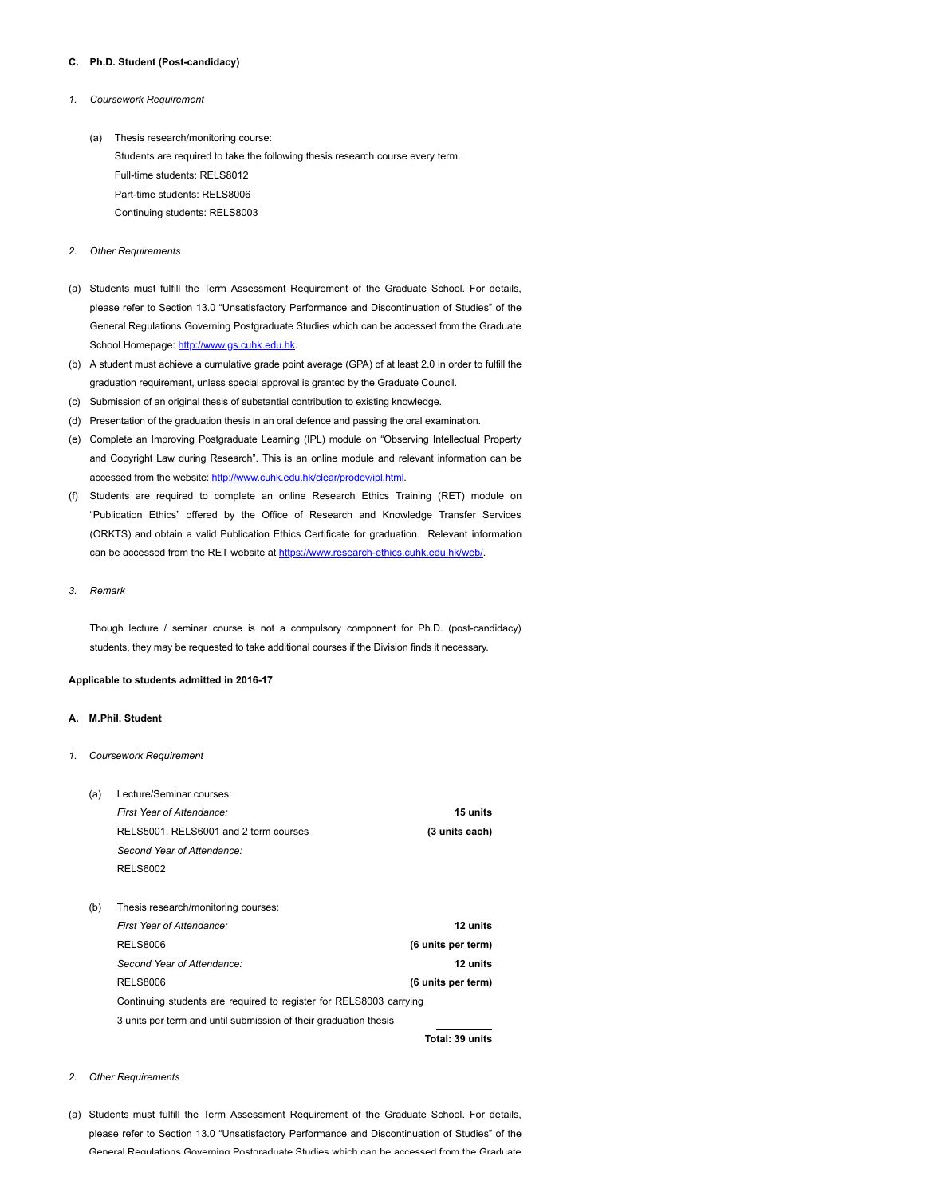**C. Ph.D. Student (Post-candidacy)**

1. *Coursework Requirement*

   (a) Thesis research/monitoring course:
   Students are required to take the following thesis research course every term.
   Full-time students: RELS8012
   Part-time students: RELS8006
   Continuing students: RELS8003

2. *Other Requirements*

(a) Students must fulfill the Term Assessment Requirement of the Graduate School. For details, please refer to Section 13.0 "Unsatisfactory Performance and Discontinuation of Studies" of the General Regulations Governing Postgraduate Studies which can be accessed from the Graduate School Homepage: http://www.gs.cuhk.edu.hk.

(b) A student must achieve a cumulative grade point average (GPA) of at least 2.0 in order to fulfill the graduation requirement, unless special approval is granted by the Graduate Council.

(c) Submission of an original thesis of substantial contribution to existing knowledge.

(d) Presentation of the graduation thesis in an oral defence and passing the oral examination.

(e) Complete an Improving Postgraduate Learning (IPL) module on "Observing Intellectual Property and Copyright Law during Research". This is an online module and relevant information can be accessed from the website: http://www.cuhk.edu.hk/clear/prodev/ipl.html.

(f) Students are required to complete an online Research Ethics Training (RET) module on "Publication Ethics" offered by the Office of Research and Knowledge Transfer Services (ORKTS) and obtain a valid Publication Ethics Certificate for graduation. Relevant information can be accessed from the RET website at https://www.research-ethics.cuhk.edu.hk/web/.

3. *Remark*

   Though lecture / seminar course is not a compulsory component for Ph.D. (post-candidacy) students, they may be requested to take additional courses if the Division finds it necessary.

**Applicable to students admitted in 2016-17**

**A. M.Phil. Student**

1. *Coursework Requirement*

   (a) Lecture/Seminar courses:

| | |
|---|---|
| *First Year of Attendance:* | **15 units** |
| RELS5001, RELS6001 and 2 term courses | **(3 units each)** |
| *Second Year of Attendance:* | |
| RELS6002 | |

   (b) Thesis research/monitoring courses:

| | |
|---|---|
| *First Year of Attendance:* | **12 units** |
| RELS8006 | **(6 units per term)** |
| *Second Year of Attendance:* | **12 units** |
| RELS8006 | **(6 units per term)** |
| Continuing students are required to register for RELS8003 carrying 3 units per term and until submission of their graduation thesis | |
| | **Total: 39 units** |

2. *Other Requirements*

(a) Students must fulfill the Term Assessment Requirement of the Graduate School. For details, please refer to Section 13.0 "Unsatisfactory Performance and Discontinuation of Studies" of the General Regulations Governing Postgraduate Studies which can be accessed from the Graduate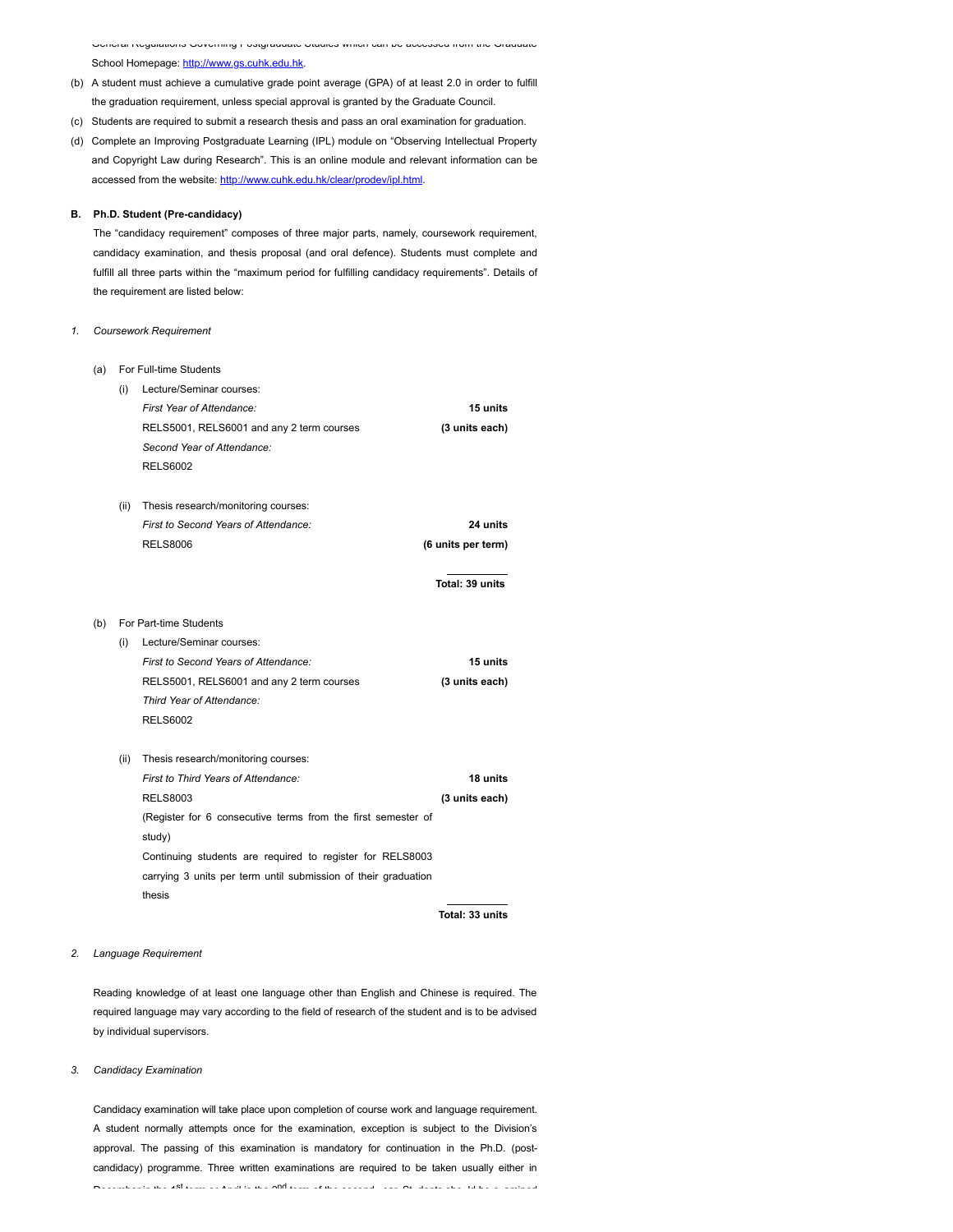General Regulations Governing Postgraduate Studies which can be accessed from the Graduate School Homepage: http://www.gs.cuhk.edu.hk.

(b) A student must achieve a cumulative grade point average (GPA) of at least 2.0 in order to fulfill the graduation requirement, unless special approval is granted by the Graduate Council.

(c) Students are required to submit a research thesis and pass an oral examination for graduation.

(d) Complete an Improving Postgraduate Learning (IPL) module on "Observing Intellectual Property and Copyright Law during Research". This is an online module and relevant information can be accessed from the website: http://www.cuhk.edu.hk/clear/prodev/ipl.html.

**B. Ph.D. Student (Pre-candidacy)**

The "candidacy requirement" composes of three major parts, namely, coursework requirement, candidacy examination, and thesis proposal (and oral defence). Students must complete and fulfill all three parts within the "maximum period for fulfilling candidacy requirements". Details of the requirement are listed below:

1. *Coursework Requirement*

(a) For Full-time Students

(i) Lecture/Seminar courses:

| | |
|---|---|
| *First Year of Attendance:* | **15 units** |
| RELS5001, RELS6001 and any 2 term courses | **(3 units each)** |
| *Second Year of Attendance:* | |
| RELS6002 | |

(ii) Thesis research/monitoring courses:

| | |
|---|---|
| *First to Second Years of Attendance:* | **24 units** |
| RELS8006 | **(6 units per term)** |
| | **Total: 39 units** |

(b) For Part-time Students

(i) Lecture/Seminar courses:

| | |
|---|---|
| *First to Second Years of Attendance:* | **15 units** |
| RELS5001, RELS6001 and any 2 term courses | **(3 units each)** |
| *Third Year of Attendance:* | |
| RELS6002 | |

(ii) Thesis research/monitoring courses:

| | |
|---|---|
| *First to Third Years of Attendance:* | **18 units** |
| RELS8003 | **(3 units each)** |
| (Register for 6 consecutive terms from the first semester of study) | |
| Continuing students are required to register for RELS8003 carrying 3 units per term until submission of their graduation thesis | |
| | **Total: 33 units** |

2. *Language Requirement*

Reading knowledge of at least one language other than English and Chinese is required. The required language may vary according to the field of research of the student and is to be advised by individual supervisors.

3. *Candidacy Examination*

Candidacy examination will take place upon completion of course work and language requirement. A student normally attempts once for the examination, exception is subject to the Division's approval. The passing of this examination is mandatory for continuation in the Ph.D. (post-candidacy) programme. Three written examinations are required to be taken usually either in December in the 1st term or April in the 2nd term of the second year. Students should be examined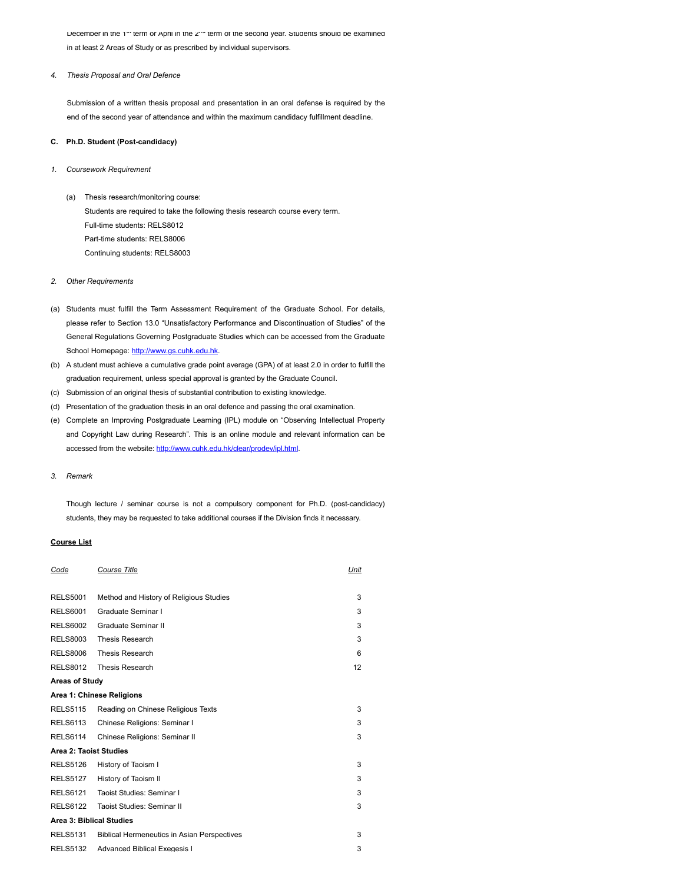December in the 1st term or April in the 2nd term of the second year. Students should be examined in at least 2 Areas of Study or as prescribed by individual supervisors.

4. *Thesis Proposal and Oral Defence*

Submission of a written thesis proposal and presentation in an oral defense is required by the end of the second year of attendance and within the maximum candidacy fulfillment deadline.

**C. Ph.D. Student (Post-candidacy)**

1. *Coursework Requirement*

(a) Thesis research/monitoring course:
Students are required to take the following thesis research course every term.
Full-time students: RELS8012
Part-time students: RELS8006
Continuing students: RELS8003

2. *Other Requirements*

(a) Students must fulfill the Term Assessment Requirement of the Graduate School. For details, please refer to Section 13.0 "Unsatisfactory Performance and Discontinuation of Studies" of the General Regulations Governing Postgraduate Studies which can be accessed from the Graduate School Homepage: http://www.gs.cuhk.edu.hk.
(b) A student must achieve a cumulative grade point average (GPA) of at least 2.0 in order to fulfill the graduation requirement, unless special approval is granted by the Graduate Council.
(c) Submission of an original thesis of substantial contribution to existing knowledge.
(d) Presentation of the graduation thesis in an oral defence and passing the oral examination.
(e) Complete an Improving Postgraduate Learning (IPL) module on "Observing Intellectual Property and Copyright Law during Research". This is an online module and relevant information can be accessed from the website: http://www.cuhk.edu.hk/clear/prodev/ipl.html.

3. *Remark*

Though lecture / seminar course is not a compulsory component for Ph.D. (post-candidacy) students, they may be requested to take additional courses if the Division finds it necessary.

**Course List**

| *Code* | *Course Title* | *Unit* |
|---|---|---|
| RELS5001 | Method and History of Religious Studies | 3 |
| RELS6001 | Graduate Seminar I | 3 |
| RELS6002 | Graduate Seminar II | 3 |
| RELS8003 | Thesis Research | 3 |
| RELS8006 | Thesis Research | 6 |
| RELS8012 | Thesis Research | 12 |
| **Areas of Study** | | |
| **Area 1: Chinese Religions** | | |
| RELS5115 | Reading on Chinese Religious Texts | 3 |
| RELS6113 | Chinese Religions: Seminar I | 3 |
| RELS6114 | Chinese Religions: Seminar II | 3 |
| **Area 2: Taoist Studies** | | |
| RELS5126 | History of Taoism I | 3 |
| RELS5127 | History of Taoism II | 3 |
| RELS6121 | Taoist Studies: Seminar I | 3 |
| RELS6122 | Taoist Studies: Seminar II | 3 |
| **Area 3: Biblical Studies** | | |
| RELS5131 | Biblical Hermeneutics in Asian Perspectives | 3 |
| RELS5132 | Advanced Biblical Exegesis I | 3 |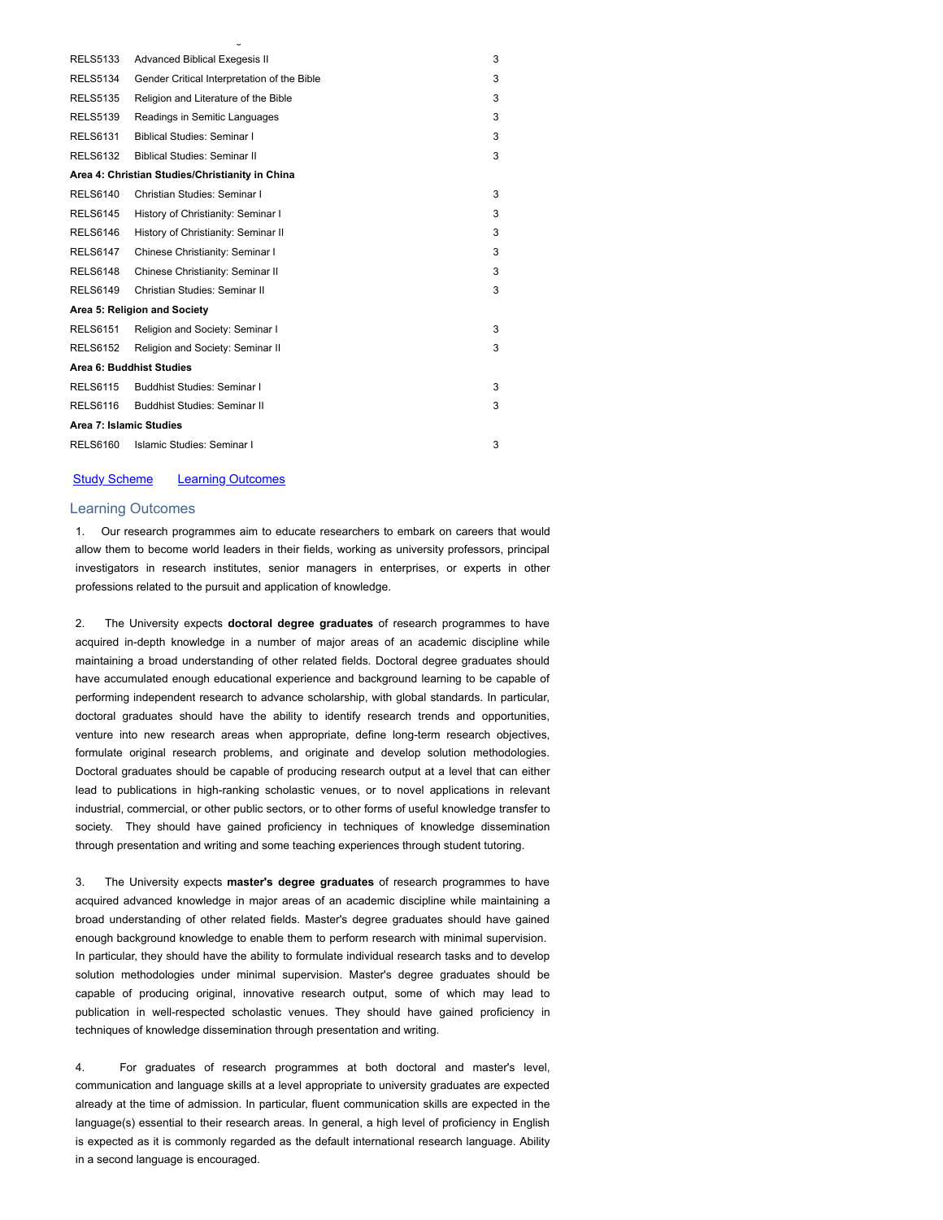| | | |
|---|---|---|
| RELS5133 | Advanced Biblical Exegesis II | 3 |
| RELS5134 | Gender Critical Interpretation of the Bible | 3 |
| RELS5135 | Religion and Literature of the Bible | 3 |
| RELS5139 | Readings in Semitic Languages | 3 |
| RELS6131 | Biblical Studies: Seminar I | 3 |
| RELS6132 | Biblical Studies: Seminar II | 3 |
| **Area 4: Christian Studies/Christianity in China** | | |
| RELS6140 | Christian Studies: Seminar I | 3 |
| RELS6145 | History of Christianity: Seminar I | 3 |
| RELS6146 | History of Christianity: Seminar II | 3 |
| RELS6147 | Chinese Christianity: Seminar I | 3 |
| RELS6148 | Chinese Christianity: Seminar II | 3 |
| RELS6149 | Christian Studies: Seminar II | 3 |
| **Area 5: Religion and Society** | | |
| RELS6151 | Religion and Society: Seminar I | 3 |
| RELS6152 | Religion and Society: Seminar II | 3 |
| **Area 6: Buddhist Studies** | | |
| RELS6115 | Buddhist Studies: Seminar I | 3 |
| RELS6116 | Buddhist Studies: Seminar II | 3 |
| **Area 7: Islamic Studies** | | |
| RELS6160 | Islamic Studies: Seminar I | 3 |

Study Scheme    Learning Outcomes

## Learning Outcomes

1. Our research programmes aim to educate researchers to embark on careers that would allow them to become world leaders in their fields, working as university professors, principal investigators in research institutes, senior managers in enterprises, or experts in other professions related to the pursuit and application of knowledge.

2. The University expects **doctoral degree graduates** of research programmes to have acquired in-depth knowledge in a number of major areas of an academic discipline while maintaining a broad understanding of other related fields. Doctoral degree graduates should have accumulated enough educational experience and background learning to be capable of performing independent research to advance scholarship, with global standards. In particular, doctoral graduates should have the ability to identify research trends and opportunities, venture into new research areas when appropriate, define long-term research objectives, formulate original research problems, and originate and develop solution methodologies. Doctoral graduates should be capable of producing research output at a level that can either lead to publications in high-ranking scholastic venues, or to novel applications in relevant industrial, commercial, or other public sectors, or to other forms of useful knowledge transfer to society. They should have gained proficiency in techniques of knowledge dissemination through presentation and writing and some teaching experiences through student tutoring.

3. The University expects **master's degree graduates** of research programmes to have acquired advanced knowledge in major areas of an academic discipline while maintaining a broad understanding of other related fields. Master's degree graduates should have gained enough background knowledge to enable them to perform research with minimal supervision. In particular, they should have the ability to formulate individual research tasks and to develop solution methodologies under minimal supervision. Master's degree graduates should be capable of producing original, innovative research output, some of which may lead to publication in well-respected scholastic venues. They should have gained proficiency in techniques of knowledge dissemination through presentation and writing.

4. For graduates of research programmes at both doctoral and master's level, communication and language skills at a level appropriate to university graduates are expected already at the time of admission. In particular, fluent communication skills are expected in the language(s) essential to their research areas. In general, a high level of proficiency in English is expected as it is commonly regarded as the default international research language. Ability in a second language is encouraged.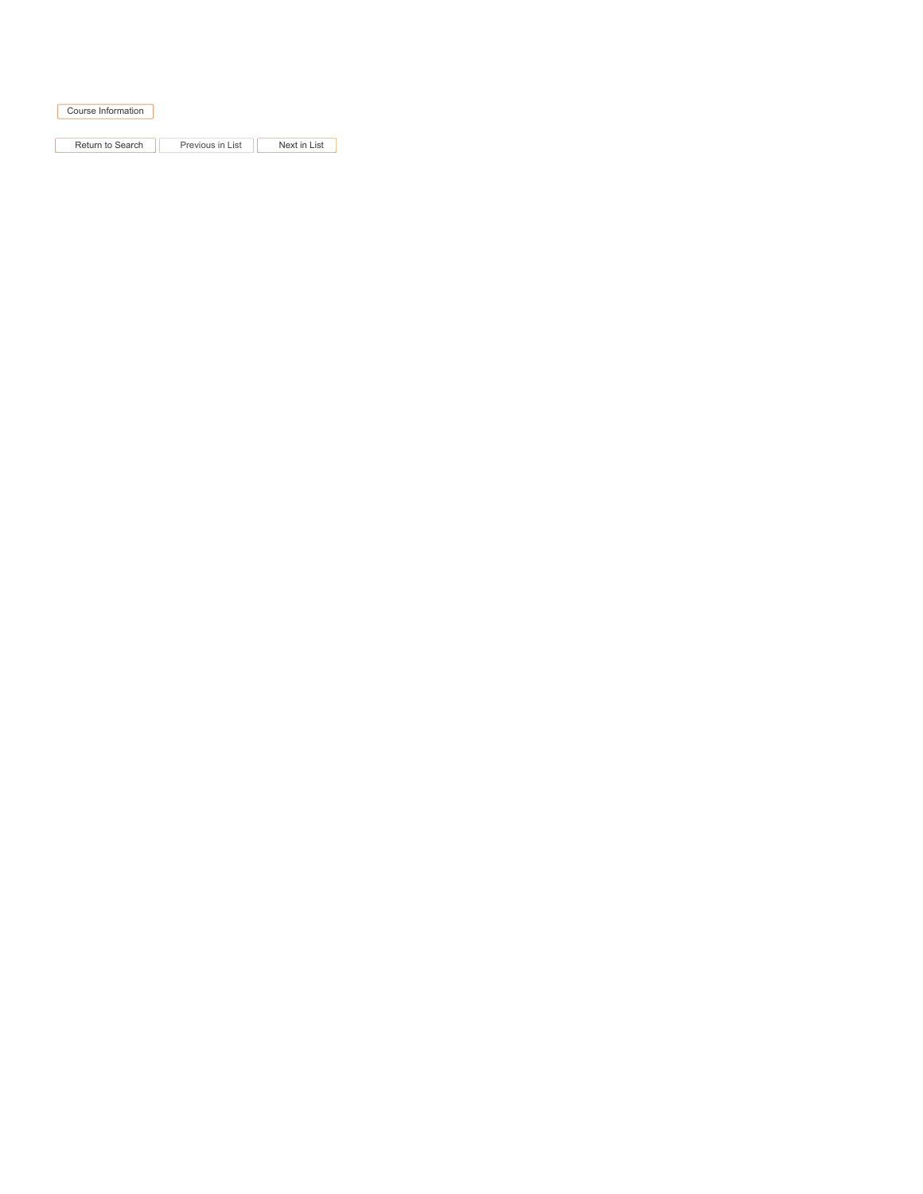Course Information

Return to Search | Previous in List | Next in List